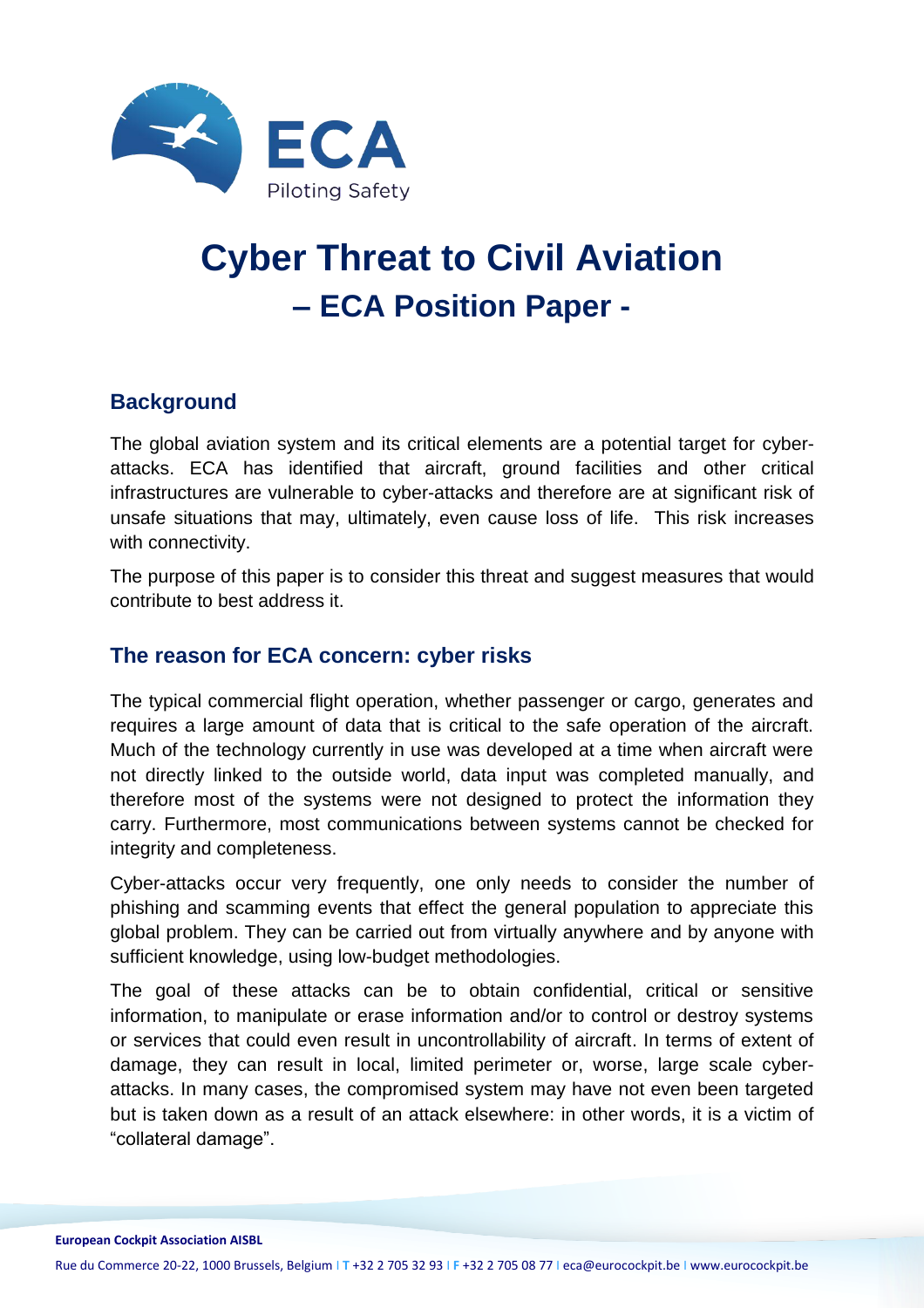# Cyber Threat to Civil Aviation
## – ECA Position Paper -

### Background

The global aviation system and its critical elements are a potential target for cyber-attacks. ECA has identified that aircraft, ground facilities and other critical infrastructures are vulnerable to cyber-attacks and therefore are at significant risk of unsafe situations that may, ultimately, even cause loss of life. This risk increases with connectivity.

The purpose of this paper is to consider this threat and suggest measures that would contribute to best address it.

### The reason for ECA concern: cyber risks

The typical commercial flight operation, whether passenger or cargo, generates and requires a large amount of data that is critical to the safe operation of the aircraft. Much of the technology currently in use was developed at a time when aircraft were not directly linked to the outside world, data input was completed manually, and therefore most of the systems were not designed to protect the information they carry. Furthermore, most communications between systems cannot be checked for integrity and completeness.

Cyber-attacks occur very frequently, one only needs to consider the number of phishing and scamming events that effect the general population to appreciate this global problem. They can be carried out from virtually anywhere and by anyone with sufficient knowledge, using low-budget methodologies.

The goal of these attacks can be to obtain confidential, critical or sensitive information, to manipulate or erase information and/or to control or destroy systems or services that could even result in uncontrollability of aircraft. In terms of extent of damage, they can result in local, limited perimeter or, worse, large scale cyber-attacks. In many cases, the compromised system may have not even been targeted but is taken down as a result of an attack elsewhere: in other words, it is a victim of "collateral damage".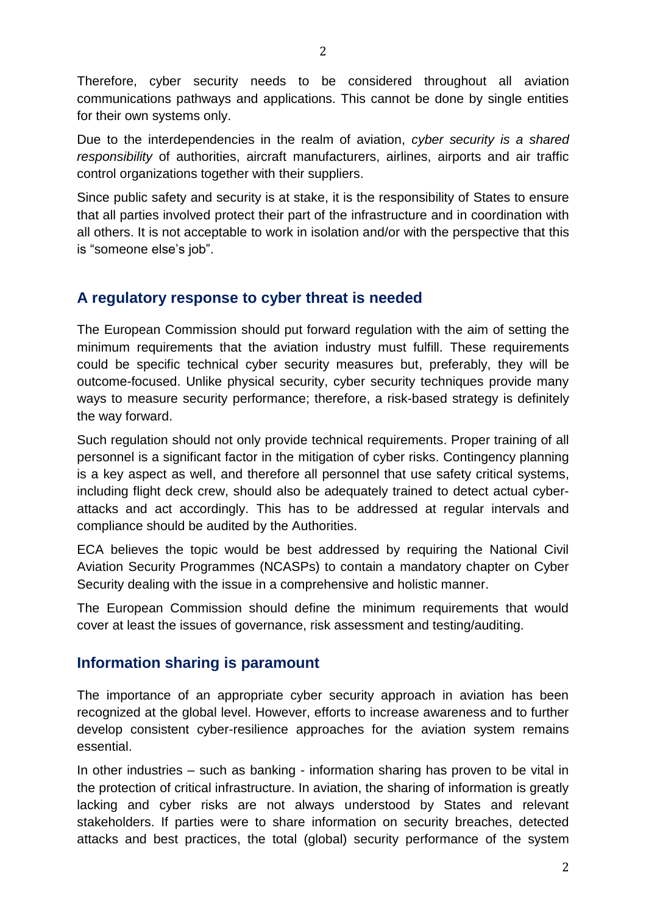Therefore, cyber security needs to be considered throughout all aviation communications pathways and applications. This cannot be done by single entities for their own systems only.

Due to the interdependencies in the realm of aviation, *cyber security is a shared responsibility* of authorities, aircraft manufacturers, airlines, airports and air traffic control organizations together with their suppliers.

Since public safety and security is at stake, it is the responsibility of States to ensure that all parties involved protect their part of the infrastructure and in coordination with all others. It is not acceptable to work in isolation and/or with the perspective that this is "someone else's job".

## A regulatory response to cyber threat is needed

The European Commission should put forward regulation with the aim of setting the minimum requirements that the aviation industry must fulfill. These requirements could be specific technical cyber security measures but, preferably, they will be outcome-focused. Unlike physical security, cyber security techniques provide many ways to measure security performance; therefore, a risk-based strategy is definitely the way forward.

Such regulation should not only provide technical requirements. Proper training of all personnel is a significant factor in the mitigation of cyber risks. Contingency planning is a key aspect as well, and therefore all personnel that use safety critical systems, including flight deck crew, should also be adequately trained to detect actual cyber-attacks and act accordingly. This has to be addressed at regular intervals and compliance should be audited by the Authorities.

ECA believes the topic would be best addressed by requiring the National Civil Aviation Security Programmes (NCASPs) to contain a mandatory chapter on Cyber Security dealing with the issue in a comprehensive and holistic manner.

The European Commission should define the minimum requirements that would cover at least the issues of governance, risk assessment and testing/auditing.

## Information sharing is paramount

The importance of an appropriate cyber security approach in aviation has been recognized at the global level. However, efforts to increase awareness and to further develop consistent cyber-resilience approaches for the aviation system remains essential.

In other industries – such as banking - information sharing has proven to be vital in the protection of critical infrastructure. In aviation, the sharing of information is greatly lacking and cyber risks are not always understood by States and relevant stakeholders. If parties were to share information on security breaches, detected attacks and best practices, the total (global) security performance of the system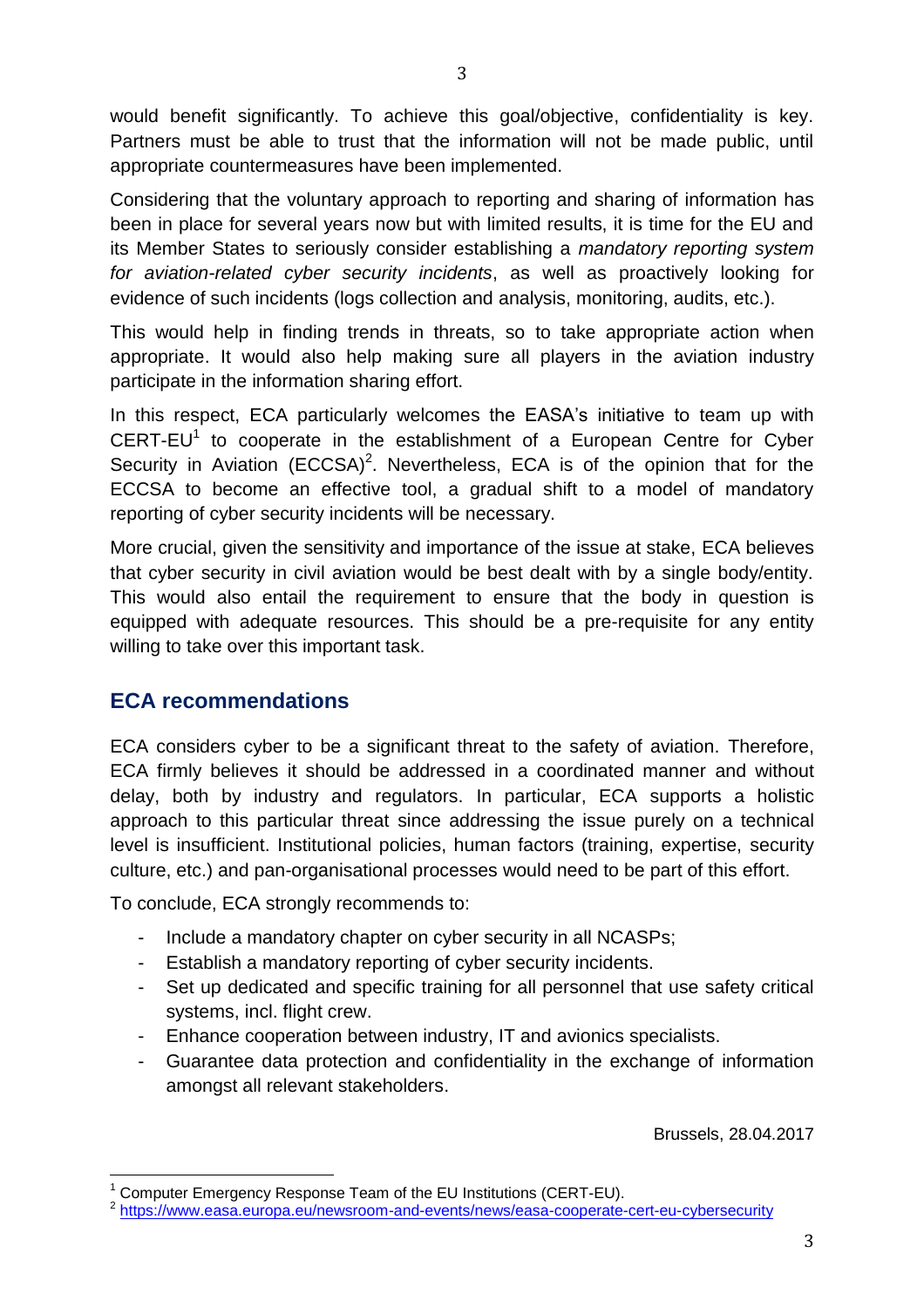would benefit significantly. To achieve this goal/objective, confidentiality is key. Partners must be able to trust that the information will not be made public, until appropriate countermeasures have been implemented.

Considering that the voluntary approach to reporting and sharing of information has been in place for several years now but with limited results, it is time for the EU and its Member States to seriously consider establishing a *mandatory reporting system for aviation-related cyber security incidents*, as well as proactively looking for evidence of such incidents (logs collection and analysis, monitoring, audits, etc.).

This would help in finding trends in threats, so to take appropriate action when appropriate. It would also help making sure all players in the aviation industry participate in the information sharing effort.

In this respect, ECA particularly welcomes the EASA's initiative to team up with CERT-EU[1] to cooperate in the establishment of a European Centre for Cyber Security in Aviation (ECCSA)[2]. Nevertheless, ECA is of the opinion that for the ECCSA to become an effective tool, a gradual shift to a model of mandatory reporting of cyber security incidents will be necessary.

More crucial, given the sensitivity and importance of the issue at stake, ECA believes that cyber security in civil aviation would be best dealt with by a single body/entity. This would also entail the requirement to ensure that the body in question is equipped with adequate resources. This should be a pre-requisite for any entity willing to take over this important task.

## ECA recommendations

ECA considers cyber to be a significant threat to the safety of aviation. Therefore, ECA firmly believes it should be addressed in a coordinated manner and without delay, both by industry and regulators. In particular, ECA supports a holistic approach to this particular threat since addressing the issue purely on a technical level is insufficient. Institutional policies, human factors (training, expertise, security culture, etc.) and pan-organisational processes would need to be part of this effort.

To conclude, ECA strongly recommends to:

- Include a mandatory chapter on cyber security in all NCASPs;
- Establish a mandatory reporting of cyber security incidents.
- Set up dedicated and specific training for all personnel that use safety critical systems, incl. flight crew.
- Enhance cooperation between industry, IT and avionics specialists.
- Guarantee data protection and confidentiality in the exchange of information amongst all relevant stakeholders.

Brussels, 28.04.2017

[1] Computer Emergency Response Team of the EU Institutions (CERT-EU).

[2] https://www.easa.europa.eu/newsroom-and-events/news/easa-cooperate-cert-eu-cybersecurity